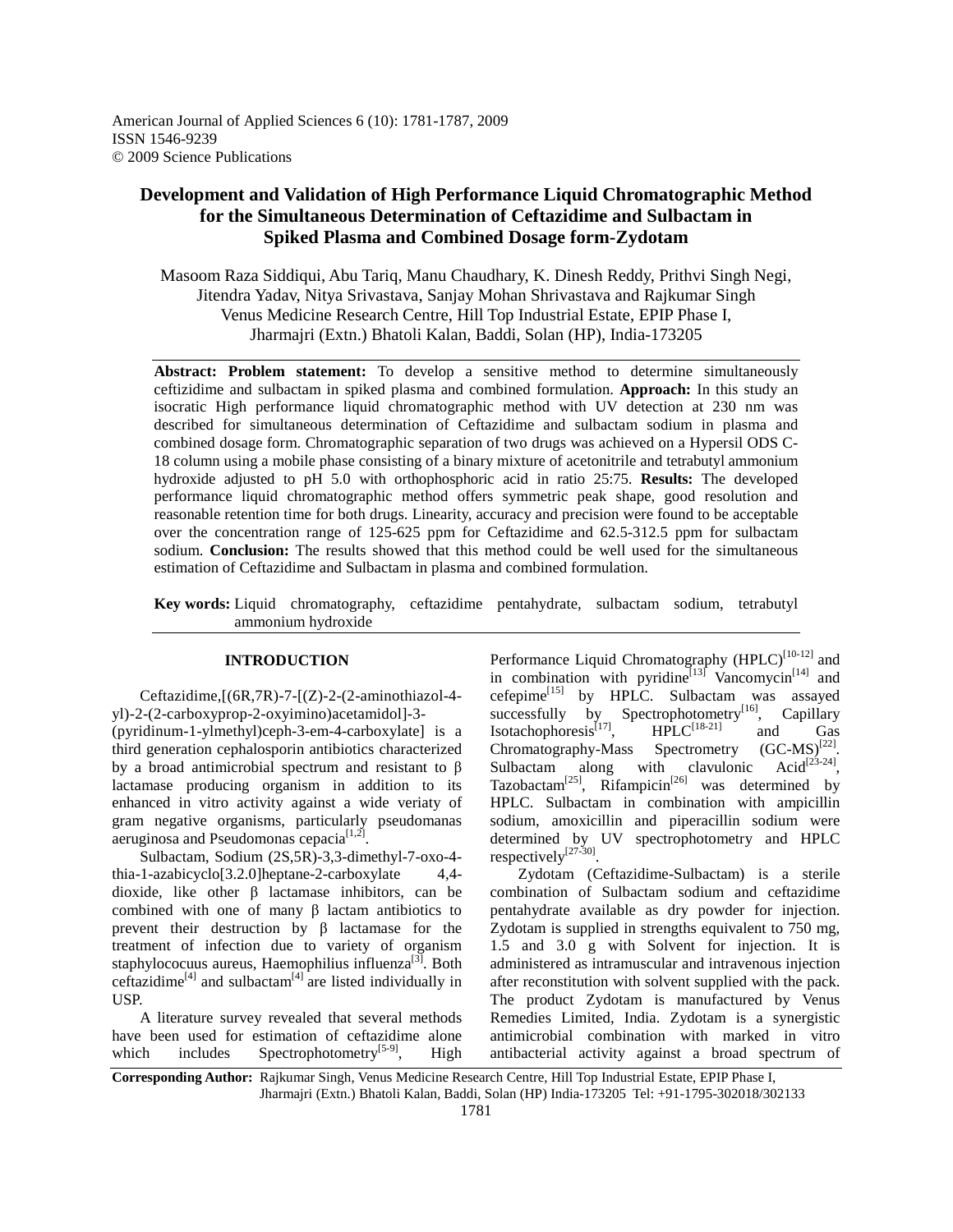American Journal of Applied Sciences 6 (10): 1781-1787, 2009
ISSN 1546-9239
© 2009 Science Publications

# Development and Validation of High Performance Liquid Chromatographic Method for the Simultaneous Determination of Ceftazidime and Sulbactam in Spiked Plasma and Combined Dosage form-Zydotam

Masoom Raza Siddiqui, Abu Tariq, Manu Chaudhary, K. Dinesh Reddy, Prithvi Singh Negi, Jitendra Yadav, Nitya Srivastava, Sanjay Mohan Shrivastava and Rajkumar Singh
Venus Medicine Research Centre, Hill Top Industrial Estate, EPIP Phase I, Jharmajri (Extn.) Bhatoli Kalan, Baddi, Solan (HP), India-173205

**Abstract: Problem statement:** To develop a sensitive method to determine simultaneously ceftizidime and sulbactam in spiked plasma and combined formulation. **Approach:** In this study an isocratic High performance liquid chromatographic method with UV detection at 230 nm was described for simultaneous determination of Ceftazidime and sulbactam sodium in plasma and combined dosage form. Chromatographic separation of two drugs was achieved on a Hypersil ODS C-18 column using a mobile phase consisting of a binary mixture of acetonitrile and tetrabutyl ammonium hydroxide adjusted to pH 5.0 with orthophosphoric acid in ratio 25:75. **Results:** The developed performance liquid chromatographic method offers symmetric peak shape, good resolution and reasonable retention time for both drugs. Linearity, accuracy and precision were found to be acceptable over the concentration range of 125-625 ppm for Ceftazidime and 62.5-312.5 ppm for sulbactam sodium. **Conclusion:** The results showed that this method could be well used for the simultaneous estimation of Ceftazidime and Sulbactam in plasma and combined formulation.

**Key words:** Liquid chromatography, ceftazidime pentahydrate, sulbactam sodium, tetrabutyl ammonium hydroxide

## INTRODUCTION

Ceftazidime,[(6R,7R)-7-[(Z)-2-(2-aminothiazol-4-yl)-2-(2-carboxyprop-2-oxyimino)acetamidol]-3-(pyridinum-1-ylmethyl)ceph-3-em-4-carboxylate] is a third generation cephalosporin antibiotics characterized by a broad antimicrobial spectrum and resistant to β lactamase producing organism in addition to its enhanced in vitro activity against a wide veriaty of gram negative organisms, particularly pseudomanas aeruginosa and Pseudomonas cepacia[1,2].

Sulbactam, Sodium (2S,5R)-3,3-dimethyl-7-oxo-4-thia-1-azabicyclo[3.2.0]heptane-2-carboxylate 4,4-dioxide, like other β lactamase inhibitors, can be combined with one of many β lactam antibiotics to prevent their destruction by β lactamase for the treatment of infection due to variety of organism staphylococuus aureus, Haemophilius influenza[3]. Both ceftazidime[4] and sulbactam[4] are listed individually in USP.

A literature survey revealed that several methods have been used for estimation of ceftazidime alone which includes Spectrophotometry[5-9], High Performance Liquid Chromatography (HPLC)[10-12] and in combination with pyridine[13] Vancomycin[14] and cefepime[15] by HPLC. Sulbactam was assayed successfully by Spectrophotometry[16], Capillary Isotachophoresis[17], HPLC[18-21] and Gas Chromatography-Mass Spectrometry (GC-MS)[22]. Sulbactam along with clavulonic Acid[23-24], Tazobactam[25], Rifampicin[26] was determined by HPLC. Sulbactam in combination with ampicillin sodium, amoxicillin and piperacillin sodium were determined by UV spectrophotometry and HPLC respectively[27-30].

Zydotam (Ceftazidime-Sulbactam) is a sterile combination of Sulbactam sodium and ceftazidime pentahydrate available as dry powder for injection. Zydotam is supplied in strengths equivalent to 750 mg, 1.5 and 3.0 g with Solvent for injection. It is administered as intramuscular and intravenous injection after reconstitution with solvent supplied with the pack. The product Zydotam is manufactured by Venus Remedies Limited, India. Zydotam is a synergistic antimicrobial combination with marked in vitro antibacterial activity against a broad spectrum of

**Corresponding Author:** Rajkumar Singh, Venus Medicine Research Centre, Hill Top Industrial Estate, EPIP Phase I, Jharmajri (Extn.) Bhatoli Kalan, Baddi, Solan (HP) India-173205 Tel: +91-1795-302018/302133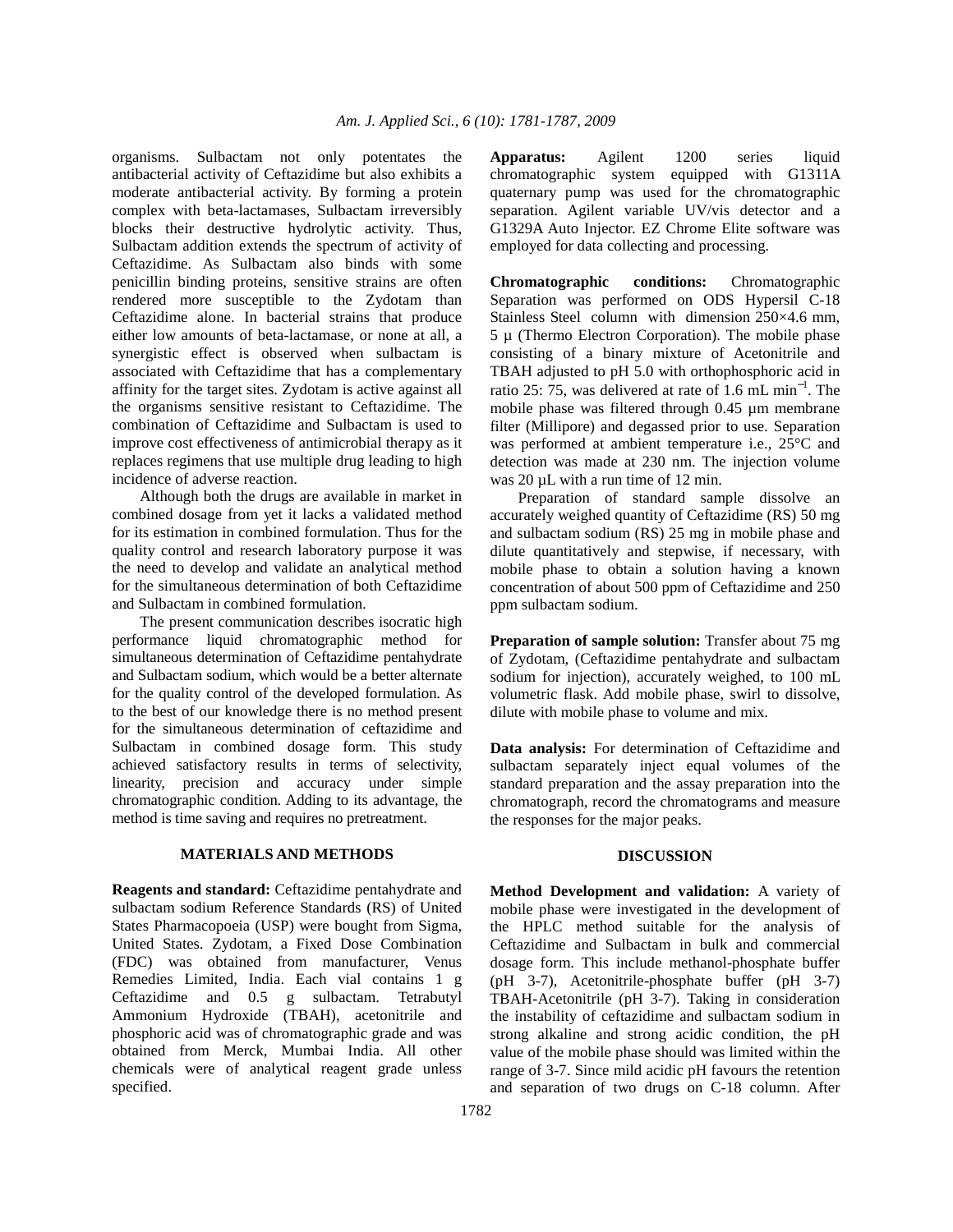organisms. Sulbactam not only potentates the antibacterial activity of Ceftazidime but also exhibits a moderate antibacterial activity. By forming a protein complex with beta-lactamases, Sulbactam irreversibly blocks their destructive hydrolytic activity. Thus, Sulbactam addition extends the spectrum of activity of Ceftazidime. As Sulbactam also binds with some penicillin binding proteins, sensitive strains are often rendered more susceptible to the Zydotam than Ceftazidime alone. In bacterial strains that produce either low amounts of beta-lactamase, or none at all, a synergistic effect is observed when sulbactam is associated with Ceftazidime that has a complementary affinity for the target sites. Zydotam is active against all the organisms sensitive resistant to Ceftazidime. The combination of Ceftazidime and Sulbactam is used to improve cost effectiveness of antimicrobial therapy as it replaces regimens that use multiple drug leading to high incidence of adverse reaction.

Although both the drugs are available in market in combined dosage from yet it lacks a validated method for its estimation in combined formulation. Thus for the quality control and research laboratory purpose it was the need to develop and validate an analytical method for the simultaneous determination of both Ceftazidime and Sulbactam in combined formulation.

The present communication describes isocratic high performance liquid chromatographic method for simultaneous determination of Ceftazidime pentahydrate and Sulbactam sodium, which would be a better alternate for the quality control of the developed formulation. As to the best of our knowledge there is no method present for the simultaneous determination of ceftazidime and Sulbactam in combined dosage form. This study achieved satisfactory results in terms of selectivity, linearity, precision and accuracy under simple chromatographic condition. Adding to its advantage, the method is time saving and requires no pretreatment.

## MATERIALS AND METHODS

**Reagents and standard:** Ceftazidime pentahydrate and sulbactam sodium Reference Standards (RS) of United States Pharmacopoeia (USP) were bought from Sigma, United States. Zydotam, a Fixed Dose Combination (FDC) was obtained from manufacturer, Venus Remedies Limited, India. Each vial contains 1 g Ceftazidime and 0.5 g sulbactam. Tetrabutyl Ammonium Hydroxide (TBAH), acetonitrile and phosphoric acid was of chromatographic grade and was obtained from Merck, Mumbai India. All other chemicals were of analytical reagent grade unless specified.

**Apparatus:** Agilent 1200 series liquid chromatographic system equipped with G1311A quaternary pump was used for the chromatographic separation. Agilent variable UV/vis detector and a G1329A Auto Injector. EZ Chrome Elite software was employed for data collecting and processing.

**Chromatographic conditions:** Chromatographic Separation was performed on ODS Hypersil C-18 Stainless Steel column with dimension 250×4.6 mm, 5 µ (Thermo Electron Corporation). The mobile phase consisting of a binary mixture of Acetonitrile and TBAH adjusted to pH 5.0 with orthophosphoric acid in ratio 25: 75, was delivered at rate of 1.6 mL min$^{-1}$. The mobile phase was filtered through 0.45 µm membrane filter (Millipore) and degassed prior to use. Separation was performed at ambient temperature i.e., 25°C and detection was made at 230 nm. The injection volume was 20 µL with a run time of 12 min.

Preparation of standard sample dissolve an accurately weighed quantity of Ceftazidime (RS) 50 mg and sulbactam sodium (RS) 25 mg in mobile phase and dilute quantitatively and stepwise, if necessary, with mobile phase to obtain a solution having a known concentration of about 500 ppm of Ceftazidime and 250 ppm sulbactam sodium.

**Preparation of sample solution:** Transfer about 75 mg of Zydotam, (Ceftazidime pentahydrate and sulbactam sodium for injection), accurately weighed, to 100 mL volumetric flask. Add mobile phase, swirl to dissolve, dilute with mobile phase to volume and mix.

**Data analysis:** For determination of Ceftazidime and sulbactam separately inject equal volumes of the standard preparation and the assay preparation into the chromatograph, record the chromatograms and measure the responses for the major peaks.

## DISCUSSION

**Method Development and validation:** A variety of mobile phase were investigated in the development of the HPLC method suitable for the analysis of Ceftazidime and Sulbactam in bulk and commercial dosage form. This include methanol-phosphate buffer (pH 3-7), Acetonitrile-phosphate buffer (pH 3-7) TBAH-Acetonitrile (pH 3-7). Taking in consideration the instability of ceftazidime and sulbactam sodium in strong alkaline and strong acidic condition, the pH value of the mobile phase should was limited within the range of 3-7. Since mild acidic pH favours the retention and separation of two drugs on C-18 column. After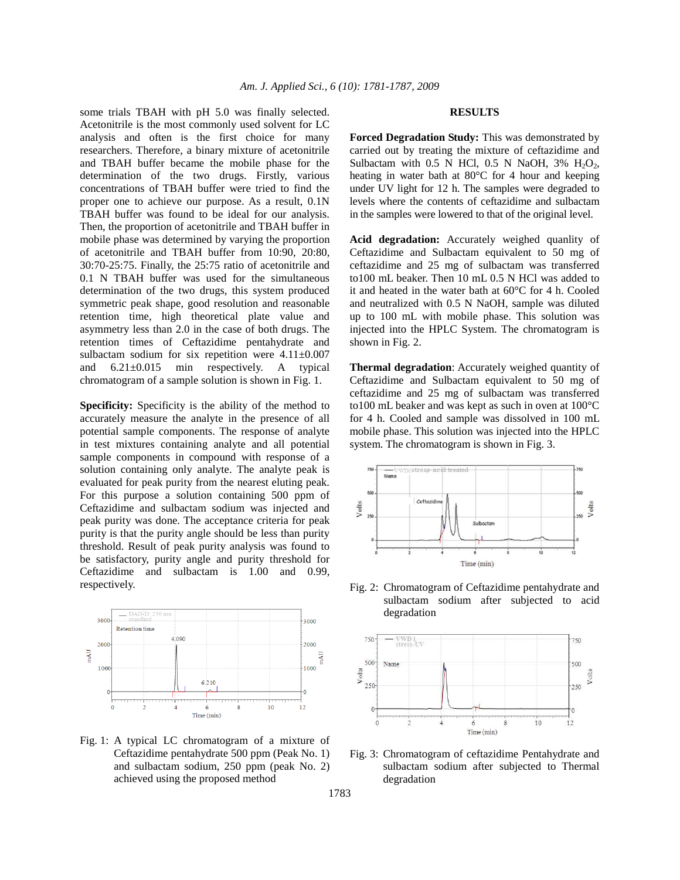some trials TBAH with pH 5.0 was finally selected. Acetonitrile is the most commonly used solvent for LC analysis and often is the first choice for many researchers. Therefore, a binary mixture of acetonitrile and TBAH buffer became the mobile phase for the determination of the two drugs. Firstly, various concentrations of TBAH buffer were tried to find the proper one to achieve our purpose. As a result, 0.1N TBAH buffer was found to be ideal for our analysis. Then, the proportion of acetonitrile and TBAH buffer in mobile phase was determined by varying the proportion of acetonitrile and TBAH buffer from 10:90, 20:80, 30:70-25:75. Finally, the 25:75 ratio of acetonitrile and 0.1 N TBAH buffer was used for the simultaneous determination of the two drugs, this system produced symmetric peak shape, good resolution and reasonable retention time, high theoretical plate value and asymmetry less than 2.0 in the case of both drugs. The retention times of Ceftazidime pentahydrate and sulbactam sodium for six repetition were 4.11±0.007 and 6.21±0.015 min respectively. A typical chromatogram of a sample solution is shown in Fig. 1.

**Specificity:** Specificity is the ability of the method to accurately measure the analyte in the presence of all potential sample components. The response of analyte in test mixtures containing analyte and all potential sample components in compound with response of a solution containing only analyte. The analyte peak is evaluated for peak purity from the nearest eluting peak. For this purpose a solution containing 500 ppm of Ceftazidime and sulbactam sodium was injected and peak purity was done. The acceptance criteria for peak purity is that the purity angle should be less than purity threshold. Result of peak purity analysis was found to be satisfactory, purity angle and purity threshold for Ceftazidime and sulbactam is 1.00 and 0.99, respectively.

Fig. 1: A typical LC chromatogram of a mixture of Ceftazidime pentahydrate 500 ppm (Peak No. 1) and sulbactam sodium, 250 ppm (peak No. 2) achieved using the proposed method

## RESULTS

**Forced Degradation Study:** This was demonstrated by carried out by treating the mixture of ceftazidime and Sulbactam with 0.5 N HCl, 0.5 N NaOH, 3% $H_2O_2$, heating in water bath at 80°C for 4 hour and keeping under UV light for 12 h. The samples were degraded to levels where the contents of ceftazidime and sulbactam in the samples were lowered to that of the original level.

**Acid degradation:** Accurately weighed quanlity of Ceftazidime and Sulbactam equivalent to 50 mg of ceftazidime and 25 mg of sulbactam was transferred to100 mL beaker. Then 10 mL 0.5 N HCl was added to it and heated in the water bath at 60°C for 4 h. Cooled and neutralized with 0.5 N NaOH, sample was diluted up to 100 mL with mobile phase. This solution was injected into the HPLC System. The chromatogram is shown in Fig. 2.

**Thermal degradation**: Accurately weighed quantity of Ceftazidime and Sulbactam equivalent to 50 mg of ceftazidime and 25 mg of sulbactam was transferred to100 mL beaker and was kept as such in oven at 100°C for 4 h. Cooled and sample was dissolved in 100 mL mobile phase. This solution was injected into the HPLC system. The chromatogram is shown in Fig. 3.

Fig. 2: Chromatogram of Ceftazidime pentahydrate and sulbactam sodium after subjected to acid degradation

Fig. 3: Chromatogram of ceftazidime Pentahydrate and sulbactam sodium after subjected to Thermal degradation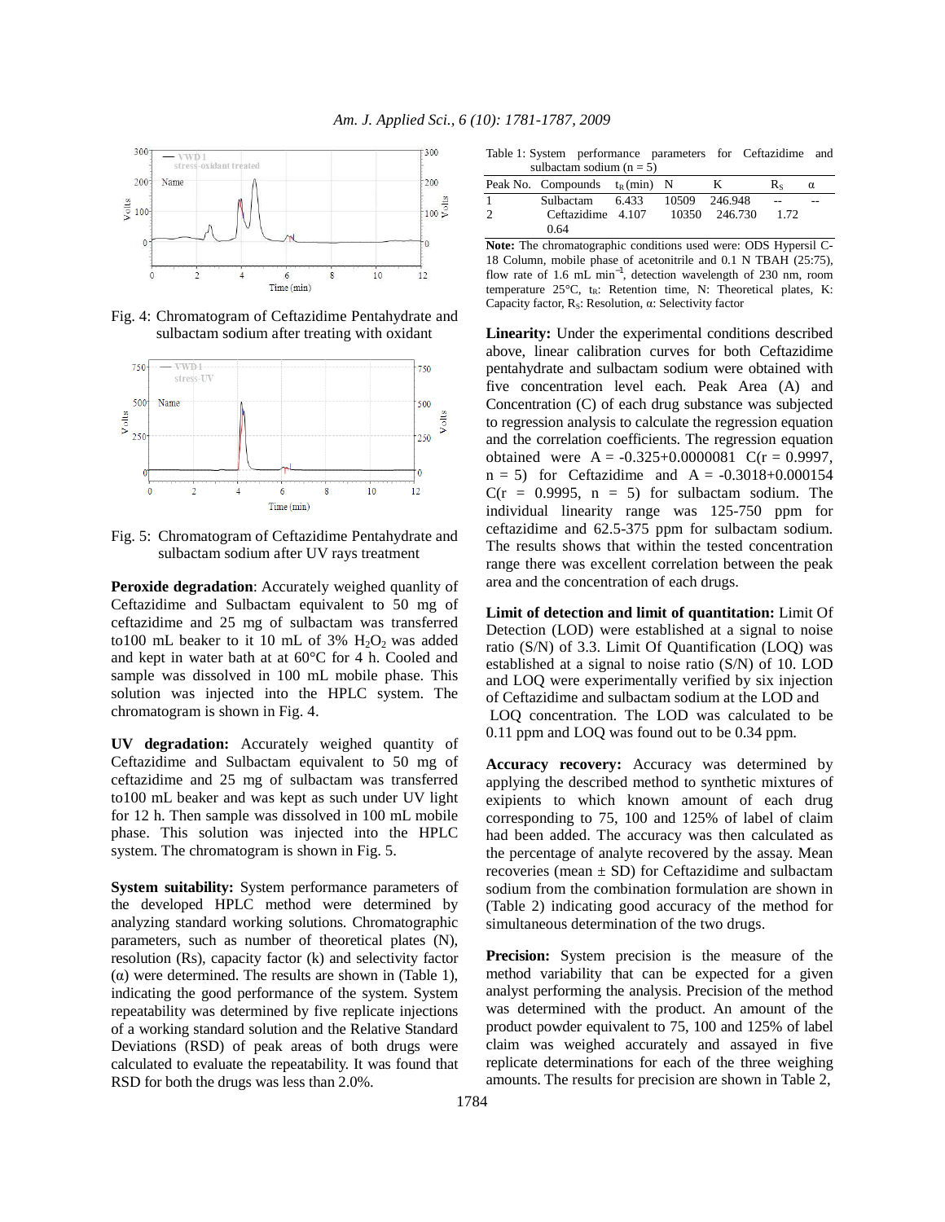Fig. 4: Chromatogram of Ceftazidime Pentahydrate and sulbactam sodium after treating with oxidant

Fig. 5: Chromatogram of Ceftazidime Pentahydrate and sulbactam sodium after UV rays treatment

**Peroxide degradation**: Accurately weighed quanlity of Ceftazidime and Sulbactam equivalent to 50 mg of ceftazidime and 25 mg of sulbactam was transferred to100 mL beaker to it 10 mL of 3% $H_2O_2$ was added and kept in water bath at at 60°C for 4 h. Cooled and sample was dissolved in 100 mL mobile phase. This solution was injected into the HPLC system. The chromatogram is shown in Fig. 4.

**UV degradation:** Accurately weighed quantity of Ceftazidime and Sulbactam equivalent to 50 mg of ceftazidime and 25 mg of sulbactam was transferred to100 mL beaker and was kept as such under UV light for 12 h. Then sample was dissolved in 100 mL mobile phase. This solution was injected into the HPLC system. The chromatogram is shown in Fig. 5.

**System suitability:** System performance parameters of the developed HPLC method were determined by analyzing standard working solutions. Chromatographic parameters, such as number of theoretical plates (N), resolution (Rs), capacity factor (k) and selectivity factor (α) were determined. The results are shown in (Table 1), indicating the good performance of the system. System repeatability was determined by five replicate injections of a working standard solution and the Relative Standard Deviations (RSD) of peak areas of both drugs were calculated to evaluate the repeatability. It was found that RSD for both the drugs was less than 2.0%.

Table 1: System performance parameters for Ceftazidime and sulbactam sodium (n = 5)

| Peak No. | Compounds | $t_R$ (min) | N | K | $R_S$ | α |
|---|---|---|---|---|---|---|
| 1 | Sulbactam | 6.433 | 10509 | 246.948 | -- | -- |
| 2 | Ceftazidime | 4.107 | 10350 | 246.730 | 1.72 | 0.64 |

**Note:** The chromatographic conditions used were: ODS Hypersil C-18 Column, mobile phase of acetonitrile and 0.1 N TBAH (25:75), flow rate of 1.6 mL $min^{-1}$, detection wavelength of 230 nm, room temperature 25°C, $t_R$: Retention time, N: Theoretical plates, K: Capacity factor, $R_S$: Resolution, α: Selectivity factor

**Linearity:** Under the experimental conditions described above, linear calibration curves for both Ceftazidime pentahydrate and sulbactam sodium were obtained with five concentration level each. Peak Area (A) and Concentration (C) of each drug substance was subjected to regression analysis to calculate the regression equation and the correlation coefficients. The regression equation obtained were $A = -0.325+0.0000081\ C$ ($r = 0.9997$, $n = 5$) for Ceftazidime and $A = -0.3018+0.000154\ C$ ($r = 0.9995$, $n = 5$) for sulbactam sodium. The individual linearity range was 125-750 ppm for ceftazidime and 62.5-375 ppm for sulbactam sodium. The results shows that within the tested concentration range there was excellent correlation between the peak area and the concentration of each drugs.

**Limit of detection and limit of quantitation:** Limit Of Detection (LOD) were established at a signal to noise ratio (S/N) of 3.3. Limit Of Quantification (LOQ) was established at a signal to noise ratio (S/N) of 10. LOD and LOQ were experimentally verified by six injection of Ceftazidime and sulbactam sodium at the LOD and LOQ concentration. The LOD was calculated to be 0.11 ppm and LOQ was found out to be 0.34 ppm.

**Accuracy recovery:** Accuracy was determined by applying the described method to synthetic mixtures of exipients to which known amount of each drug corresponding to 75, 100 and 125% of label of claim had been added. The accuracy was then calculated as the percentage of analyte recovered by the assay. Mean recoveries (mean ± SD) for Ceftazidime and sulbactam sodium from the combination formulation are shown in (Table 2) indicating good accuracy of the method for simultaneous determination of the two drugs.

**Precision:** System precision is the measure of the method variability that can be expected for a given analyst performing the analysis. Precision of the method was determined with the product. An amount of the product powder equivalent to 75, 100 and 125% of label claim was weighed accurately and assayed in five replicate determinations for each of the three weighing amounts. The results for precision are shown in Table 2,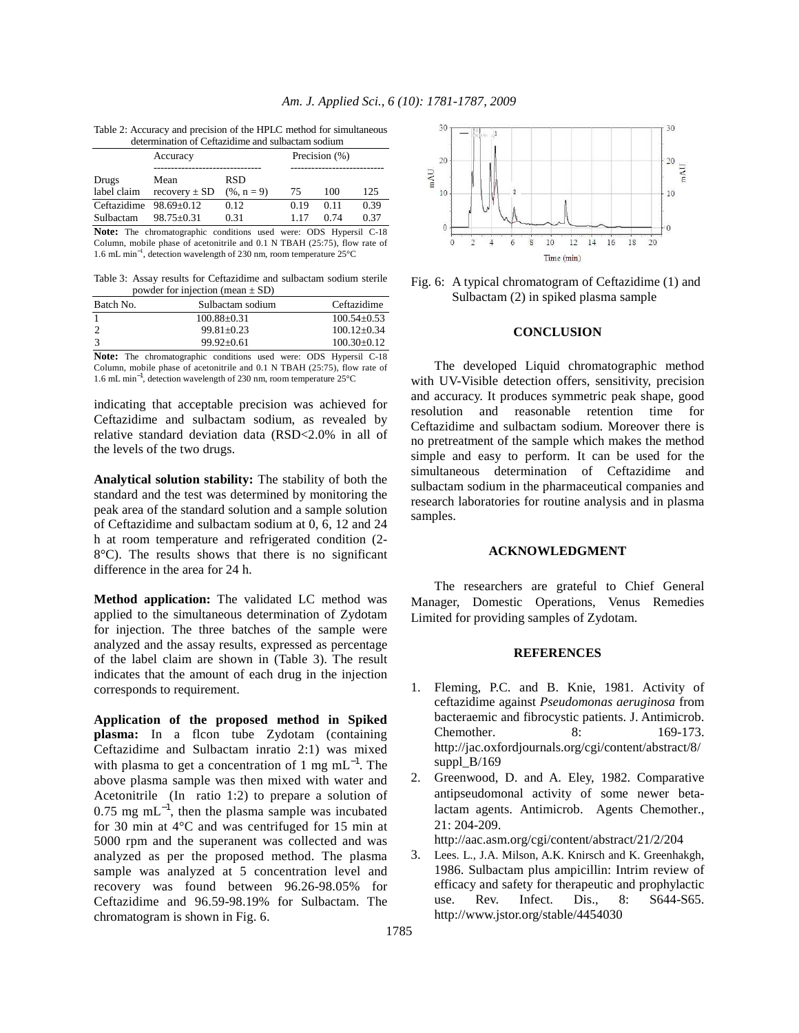Table 2: Accuracy and precision of the HPLC method for simultaneous determination of Ceftazidime and sulbactam sodium

| Drugs label claim | Accuracy | | Precision (%) | | |
|---|---|---|---|---|---|
| | Mean recovery ± SD | RSD (%, n = 9) | 75 | 100 | 125 |
| Ceftazidime | 98.69±0.12 | 0.12 | 0.19 | 0.11 | 0.39 |
| Sulbactam | 98.75±0.31 | 0.31 | 1.17 | 0.74 | 0.37 |

**Note:** The chromatographic conditions used were: ODS Hypersil C-18 Column, mobile phase of acetonitrile and 0.1 N TBAH (25:75), flow rate of 1.6 mL $min^{-1}$, detection wavelength of 230 nm, room temperature 25°C

Table 3: Assay results for Ceftazidime and sulbactam sodium sterile powder for injection (mean ± SD)

| Batch No. | Sulbactam sodium | Ceftazidime |
|---|---|---|
| 1 | 100.88±0.31 | 100.54±0.53 |
| 2 | 99.81±0.23 | 100.12±0.34 |
| 3 | 99.92±0.61 | 100.30±0.12 |

**Note:** The chromatographic conditions used were: ODS Hypersil C-18 Column, mobile phase of acetonitrile and 0.1 N TBAH (25:75), flow rate of 1.6 mL $min^{-1}$, detection wavelength of 230 nm, room temperature 25°C

indicating that acceptable precision was achieved for Ceftazidime and sulbactam sodium, as revealed by relative standard deviation data (RSD<2.0% in all of the levels of the two drugs.

**Analytical solution stability:** The stability of both the standard and the test was determined by monitoring the peak area of the standard solution and a sample solution of Ceftazidime and sulbactam sodium at 0, 6, 12 and 24 h at room temperature and refrigerated condition (2-8°C). The results shows that there is no significant difference in the area for 24 h.

**Method application:** The validated LC method was applied to the simultaneous determination of Zydotam for injection. The three batches of the sample were analyzed and the assay results, expressed as percentage of the label claim are shown in (Table 3). The result indicates that the amount of each drug in the injection corresponds to requirement.

**Application of the proposed method in Spiked plasma:** In a flcon tube Zydotam (containing Ceftazidime and Sulbactam inratio 2:1) was mixed with plasma to get a concentration of 1 mg $mL^{-1}$. The above plasma sample was then mixed with water and Acetonitrile (In ratio 1:2) to prepare a solution of 0.75 mg $mL^{-1}$, then the plasma sample was incubated for 30 min at 4°C and was centrifuged for 15 min at 5000 rpm and the superanent was collected and was analyzed as per the proposed method. The plasma sample was analyzed at 5 concentration level and recovery was found between 96.26-98.05% for Ceftazidime and 96.59-98.19% for Sulbactam. The chromatogram is shown in Fig. 6.

Fig. 6: A typical chromatogram of Ceftazidime (1) and Sulbactam (2) in spiked plasma sample

## CONCLUSION

The developed Liquid chromatographic method with UV-Visible detection offers, sensitivity, precision and accuracy. It produces symmetric peak shape, good resolution and reasonable retention time for Ceftazidime and sulbactam sodium. Moreover there is no pretreatment of the sample which makes the method simple and easy to perform. It can be used for the simultaneous determination of Ceftazidime and sulbactam sodium in the pharmaceutical companies and research laboratories for routine analysis and in plasma samples.

## ACKNOWLEDGMENT

The researchers are grateful to Chief General Manager, Domestic Operations, Venus Remedies Limited for providing samples of Zydotam.

## REFERENCES

1. Fleming, P.C. and B. Knie, 1981. Activity of ceftazidime against *Pseudomonas aeruginosa* from bacteraemic and fibrocystic patients. J. Antimicrob. Chemother. 8: 169-173. http://jac.oxfordjournals.org/cgi/content/abstract/8/suppl_B/169
2. Greenwood, D. and A. Eley, 1982. Comparative antipseudomonal activity of some newer beta-lactam agents. Antimicrob. Agents Chemother., 21: 204-209. http://aac.asm.org/cgi/content/abstract/21/2/204
3. Lees. L., J.A. Milson, A.K. Knirsch and K. Greenhakgh, 1986. Sulbactam plus ampicillin: Intrim review of efficacy and safety for therapeutic and prophylactic use. Rev. Infect. Dis., 8: S644-S65. http://www.jstor.org/stable/4454030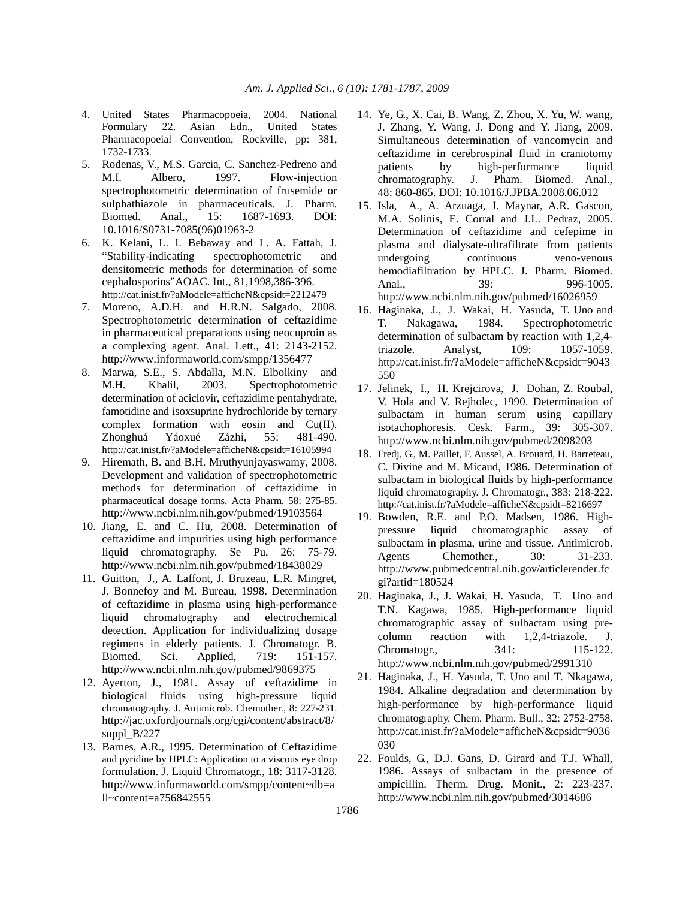4. United States Pharmacopoeia, 2004. National Formulary 22. Asian Edn., United States Pharmacopoeial Convention, Rockville, pp: 381, 1732-1733.
5. Rodenas, V., M.S. Garcia, C. Sanchez-Pedreno and M.I. Albero, 1997. Flow-injection spectrophotometric determination of frusemide or sulphathiazole in pharmaceuticals. J. Pharm. Biomed. Anal., 15: 1687-1693. DOI: 10.1016/S0731-7085(96)01963-2
6. K. Kelani, L. I. Bebaway and L. A. Fattah, J. "Stability-indicating spectrophotometric and densitometric methods for determination of some cephalosporins"AOAC. Int., 81,1998,386-396. http://cat.inist.fr/?aModele=afficheN&cpsidt=2212479
7. Moreno, A.D.H. and H.R.N. Salgado, 2008. Spectrophotometric determination of ceftazidime in pharmaceutical preparations using neocuproin as a complexing agent. Anal. Lett., 41: 2143-2152. http://www.informaworld.com/smpp/1356477
8. Marwa, S.E., S. Abdalla, M.N. Elbolkiny and M.H. Khalil, 2003. Spectrophotometric determination of aciclovir, ceftazidime pentahydrate, famotidine and isoxsuprine hydrochloride by ternary complex formation with eosin and Cu(II). Zhonghuá Yáoxué Zázhì, 55: 481-490. http://cat.inist.fr/?aModele=afficheN&cpsidt=16105994
9. Hiremath, B. and B.H. Mruthyunjayaswamy, 2008. Development and validation of spectrophotometric methods for determination of ceftazidime in pharmaceutical dosage forms. Acta Pharm. 58: 275-85. http://www.ncbi.nlm.nih.gov/pubmed/19103564
10. Jiang, E. and C. Hu, 2008. Determination of ceftazidime and impurities using high performance liquid chromatography. Se Pu, 26: 75-79. http://www.ncbi.nlm.nih.gov/pubmed/18438029
11. Guitton, J., A. Laffont, J. Bruzeau, L.R. Mingret, J. Bonnefoy and M. Bureau, 1998. Determination of ceftazidime in plasma using high-performance liquid chromatography and electrochemical detection. Application for individualizing dosage regimens in elderly patients. J. Chromatogr. B. Biomed. Sci. Applied, 719: 151-157. http://www.ncbi.nlm.nih.gov/pubmed/9869375
12. Ayerton, J., 1981. Assay of ceftazidime in biological fluids using high-pressure liquid chromatography. J. Antimicrob. Chemother., 8: 227-231. http://jac.oxfordjournals.org/cgi/content/abstract/8/suppl_B/227
13. Barnes, A.R., 1995. Determination of Ceftazidime and pyridine by HPLC: Application to a viscous eye drop formulation. J. Liquid Chromatogr., 18: 3117-3128. http://www.informaworld.com/smpp/content~db=all~content=a756842555
14. Ye, G., X. Cai, B. Wang, Z. Zhou, X. Yu, W. wang, J. Zhang, Y. Wang, J. Dong and Y. Jiang, 2009. Simultaneous determination of vancomycin and ceftazidime in cerebrospinal fluid in craniotomy patients by high-performance liquid chromatography. J. Pham. Biomed. Anal., 48: 860-865. DOI: 10.1016/J.JPBA.2008.06.012
15. Isla, A., A. Arzuaga, J. Maynar, A.R. Gascon, M.A. Solinis, E. Corral and J.L. Pedraz, 2005. Determination of ceftazidime and cefepime in plasma and dialysate-ultrafiltrate from patients undergoing continuous veno-venous hemodiafiltration by HPLC. J. Pharm. Biomed. Anal., 39: 996-1005. http://www.ncbi.nlm.nih.gov/pubmed/16026959
16. Haginaka, J., J. Wakai, H. Yasuda, T. Uno and T. Nakagawa, 1984. Spectrophotometric determination of sulbactam by reaction with 1,2,4-triazole. Analyst, 109: 1057-1059. http://cat.inist.fr/?aModele=afficheN&cpsidt=9043550
17. Jelinek, I., H. Krejcirova, J. Dohan, Z. Roubal, V. Hola and V. Rejholec, 1990. Determination of sulbactam in human serum using capillary isotachophoresis. Cesk. Farm., 39: 305-307. http://www.ncbi.nlm.nih.gov/pubmed/2098203
18. Fredj, G., M. Paillet, F. Aussel, A. Brouard, H. Barreteau, C. Divine and M. Micaud, 1986. Determination of sulbactam in biological fluids by high-performance liquid chromatography. J. Chromatogr., 383: 218-222. http://cat.inist.fr/?aModele=afficheN&cpsidt=8216697
19. Bowden, R.E. and P.O. Madsen, 1986. High-pressure liquid chromatographic assay of sulbactam in plasma, urine and tissue. Antimicrob. Agents Chemother., 30: 31-233. http://www.pubmedcentral.nih.gov/articlerender.fcgi?artid=180524
20. Haginaka, J., J. Wakai, H. Yasuda, T. Uno and T.N. Kagawa, 1985. High-performance liquid chromatographic assay of sulbactam using pre-column reaction with 1,2,4-triazole. J. Chromatogr., 341: 115-122. http://www.ncbi.nlm.nih.gov/pubmed/2991310
21. Haginaka, J., H. Yasuda, T. Uno and T. Nkagawa, 1984. Alkaline degradation and determination by high-performance by high-performance liquid chromatography. Chem. Pharm. Bull., 32: 2752-2758. http://cat.inist.fr/?aModele=afficheN&cpsidt=9036030
22. Foulds, G., D.J. Gans, D. Girard and T.J. Whall, 1986. Assays of sulbactam in the presence of ampicillin. Therm. Drug. Monit., 2: 223-237. http://www.ncbi.nlm.nih.gov/pubmed/3014686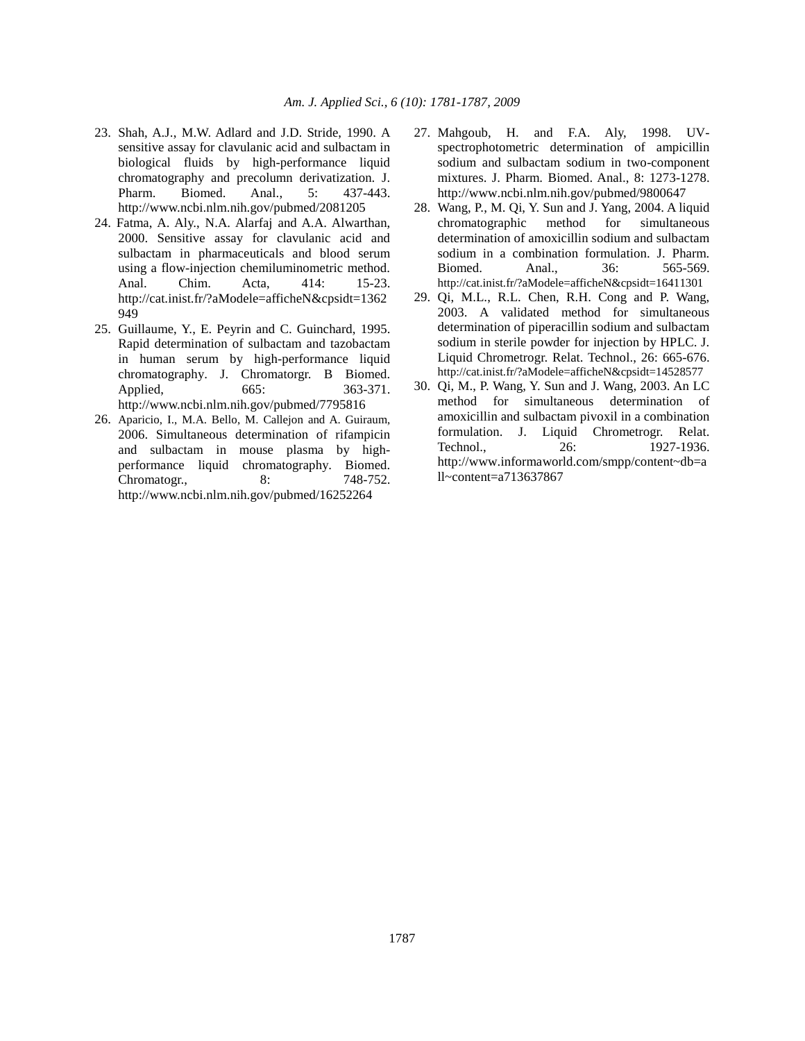23. Shah, A.J., M.W. Adlard and J.D. Stride, 1990. A sensitive assay for clavulanic acid and sulbactam in biological fluids by high-performance liquid chromatography and precolumn derivatization. J. Pharm. Biomed. Anal., 5: 437-443. http://www.ncbi.nlm.nih.gov/pubmed/2081205
24. Fatma, A. Aly., N.A. Alarfaj and A.A. Alwarthan, 2000. Sensitive assay for clavulanic acid and sulbactam in pharmaceuticals and blood serum using a flow-injection chemiluminometric method. Anal. Chim. Acta, 414: 15-23. http://cat.inist.fr/?aModele=afficheN&cpsidt=1362949
25. Guillaume, Y., E. Peyrin and C. Guinchard, 1995. Rapid determination of sulbactam and tazobactam in human serum by high-performance liquid chromatography. J. Chromatorgr. B Biomed. Applied, 665: 363-371. http://www.ncbi.nlm.nih.gov/pubmed/7795816
26. Aparicio, I., M.A. Bello, M. Callejon and A. Guiraum, 2006. Simultaneous determination of rifampicin and sulbactam in mouse plasma by high-performance liquid chromatography. Biomed. Chromatogr., 8: 748-752. http://www.ncbi.nlm.nih.gov/pubmed/16252264
27. Mahgoub, H. and F.A. Aly, 1998. UV-spectrophotometric determination of ampicillin sodium and sulbactam sodium in two-component mixtures. J. Pharm. Biomed. Anal., 8: 1273-1278. http://www.ncbi.nlm.nih.gov/pubmed/9800647
28. Wang, P., M. Qi, Y. Sun and J. Yang, 2004. A liquid chromatographic method for simultaneous determination of amoxicillin sodium and sulbactam sodium in a combination formulation. J. Pharm. Biomed. Anal., 36: 565-569. http://cat.inist.fr/?aModele=afficheN&cpsidt=16411301
29. Qi, M.L., R.L. Chen, R.H. Cong and P. Wang, 2003. A validated method for simultaneous determination of piperacillin sodium and sulbactam sodium in sterile powder for injection by HPLC. J. Liquid Chrometrogr. Relat. Technol., 26: 665-676. http://cat.inist.fr/?aModele=afficheN&cpsidt=14528577
30. Qi, M., P. Wang, Y. Sun and J. Wang, 2003. An LC method for simultaneous determination of amoxicillin and sulbactam pivoxil in a combination formulation. J. Liquid Chrometrogr. Relat. Technol., 26: 1927-1936. http://www.informaworld.com/smpp/content~db=all~content=a713637867